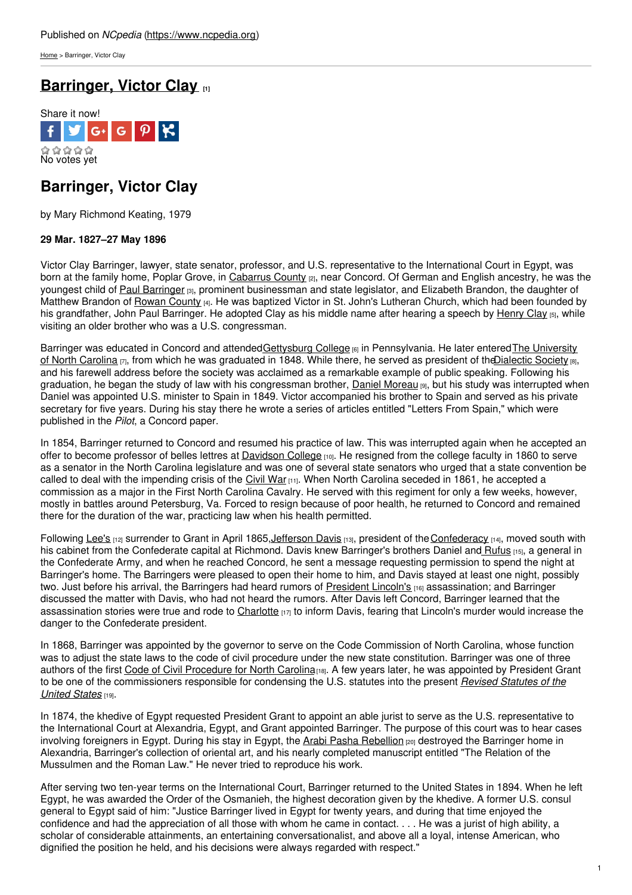Published on *NCpedia* (https://www.ncpedia.org)

Home > Barringer, Victor Clay

# Barringer, Victor Clay [1]

Share it now!

No votes yet

## Barringer, Victor Clay

by Mary Richmond Keating, 1979

**29 Mar. 1827–27 May 1896**

Victor Clay Barringer, lawyer, state senator, professor, and U.S. representative to the International Court in Egypt, was born at the family home, Poplar Grove, in Cabarrus County [2], near Concord. Of German and English ancestry, he was the youngest child of Paul Barringer [3], prominent businessman and state legislator, and Elizabeth Brandon, the daughter of Matthew Brandon of Rowan County [4]. He was baptized Victor in St. John's Lutheran Church, which had been founded by his grandfather, John Paul Barringer. He adopted Clay as his middle name after hearing a speech by Henry Clay [5], while visiting an older brother who was a U.S. congressman.

Barringer was educated in Concord and attended Gettysburg College [6] in Pennsylvania. He later entered The University of North Carolina [7], from which he was graduated in 1848. While there, he served as president of the Dialectic Society [8], and his farewell address before the society was acclaimed as a remarkable example of public speaking. Following his graduation, he began the study of law with his congressman brother, Daniel Moreau [9], but his study was interrupted when Daniel was appointed U.S. minister to Spain in 1849. Victor accompanied his brother to Spain and served as his private secretary for five years. During his stay there he wrote a series of articles entitled "Letters From Spain," which were published in the *Pilot*, a Concord paper.

In 1854, Barringer returned to Concord and resumed his practice of law. This was interrupted again when he accepted an offer to become professor of belles lettres at Davidson College [10]. He resigned from the college faculty in 1860 to serve as a senator in the North Carolina legislature and was one of several state senators who urged that a state convention be called to deal with the impending crisis of the Civil War [11]. When North Carolina seceded in 1861, he accepted a commission as a major in the First North Carolina Cavalry. He served with this regiment for only a few weeks, however, mostly in battles around Petersburg, Va. Forced to resign because of poor health, he returned to Concord and remained there for the duration of the war, practicing law when his health permitted.

Following Lee's [12] surrender to Grant in April 1865, Jefferson Davis [13], president of the Confederacy [14], moved south with his cabinet from the Confederate capital at Richmond. Davis knew Barringer's brothers Daniel and Rufus [15], a general in the Confederate Army, and when he reached Concord, he sent a message requesting permission to spend the night at Barringer's home. The Barringers were pleased to open their home to him, and Davis stayed at least one night, possibly two. Just before his arrival, the Barringers had heard rumors of President Lincoln's [16] assassination; and Barringer discussed the matter with Davis, who had not heard the rumors. After Davis left Concord, Barringer learned that the assassination stories were true and rode to Charlotte [17] to inform Davis, fearing that Lincoln's murder would increase the danger to the Confederate president.

In 1868, Barringer was appointed by the governor to serve on the Code Commission of North Carolina, whose function was to adjust the state laws to the code of civil procedure under the new state constitution. Barringer was one of three authors of the first Code of Civil Procedure for North Carolina [18]. A few years later, he was appointed by President Grant to be one of the commissioners responsible for condensing the U.S. statutes into the present *Revised Statutes of the United States* [19].

In 1874, the khedive of Egypt requested President Grant to appoint an able jurist to serve as the U.S. representative to the International Court at Alexandria, Egypt, and Grant appointed Barringer. The purpose of this court was to hear cases involving foreigners in Egypt. During his stay in Egypt, the Arabi Pasha Rebellion [20] destroyed the Barringer home in Alexandria, Barringer's collection of oriental art, and his nearly completed manuscript entitled "The Relation of the Mussulmen and the Roman Law." He never tried to reproduce his work.

After serving two ten-year terms on the International Court, Barringer returned to the United States in 1894. When he left Egypt, he was awarded the Order of the Osmanieh, the highest decoration given by the khedive. A former U.S. consul general to Egypt said of him: "Justice Barringer lived in Egypt for twenty years, and during that time enjoyed the confidence and had the appreciation of all those with whom he came in contact. . . . He was a jurist of high ability, a scholar of considerable attainments, an entertaining conversationalist, and above all a loyal, intense American, who dignified the position he held, and his decisions were always regarded with respect."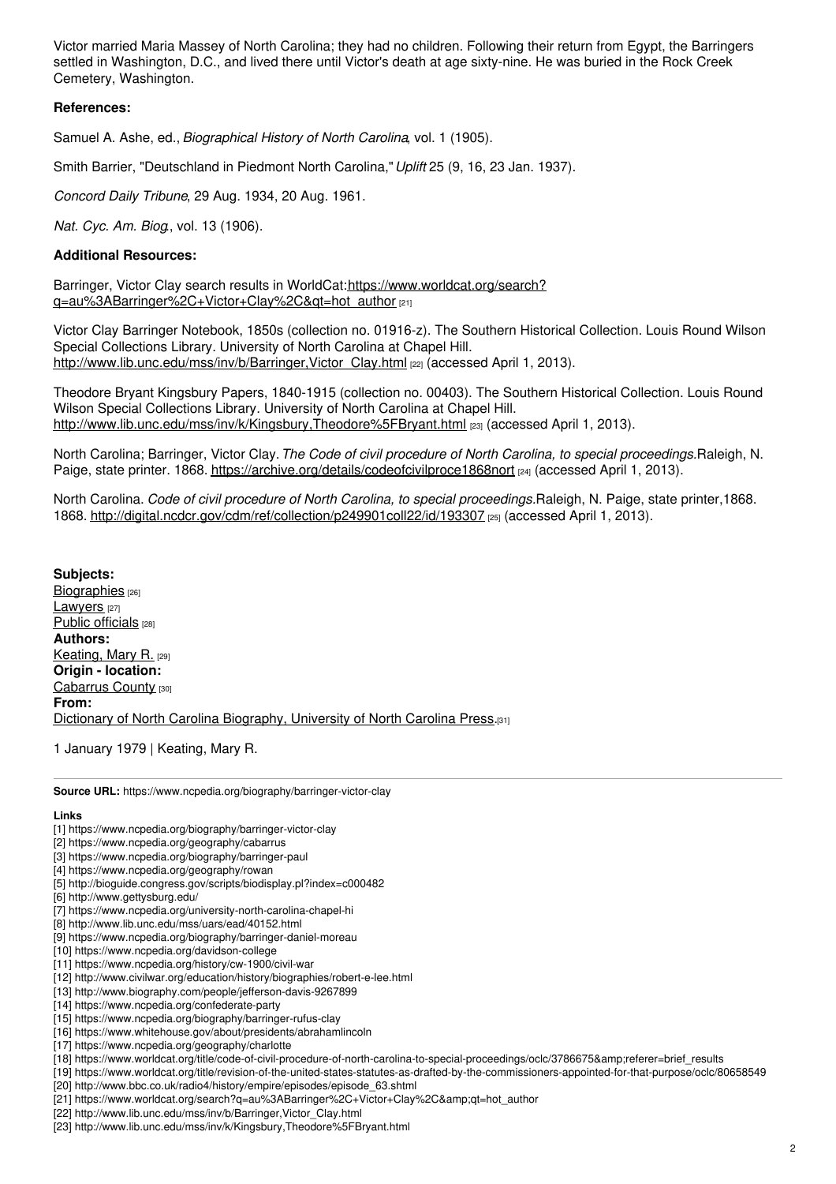Victor married Maria Massey of North Carolina; they had no children. Following their return from Egypt, the Barringers settled in Washington, D.C., and lived there until Victor's death at age sixty-nine. He was buried in the Rock Creek Cemetery, Washington.

**References:**

Samuel A. Ashe, ed., *Biographical History of North Carolina*, vol. 1 (1905).

Smith Barrier, "Deutschland in Piedmont North Carolina," *Uplift* 25 (9, 16, 23 Jan. 1937).

*Concord Daily Tribune*, 29 Aug. 1934, 20 Aug. 1961.

*Nat. Cyc. Am. Biog.*, vol. 13 (1906).

**Additional Resources:**

Barringer, Victor Clay search results in WorldCat:https://www.worldcat.org/search?q=au%3ABarringer%2C+Victor+Clay%2C&qt=hot_author [21]

Victor Clay Barringer Notebook, 1850s (collection no. 01916-z). The Southern Historical Collection. Louis Round Wilson Special Collections Library. University of North Carolina at Chapel Hill. http://www.lib.unc.edu/mss/inv/b/Barringer,Victor_Clay.html [22] (accessed April 1, 2013).

Theodore Bryant Kingsbury Papers, 1840-1915 (collection no. 00403). The Southern Historical Collection. Louis Round Wilson Special Collections Library. University of North Carolina at Chapel Hill. http://www.lib.unc.edu/mss/inv/k/Kingsbury,Theodore%5FBryant.html [23] (accessed April 1, 2013).

North Carolina; Barringer, Victor Clay. *The Code of civil procedure of North Carolina, to special proceedings.*Raleigh, N. Paige, state printer. 1868. https://archive.org/details/codeofcivilproce1868nort [24] (accessed April 1, 2013).

North Carolina. *Code of civil procedure of North Carolina, to special proceedings.*Raleigh, N. Paige, state printer,1868. 1868. http://digital.ncdcr.gov/cdm/ref/collection/p249901coll22/id/193307 [25] (accessed April 1, 2013).

**Subjects:**
Biographies [26]
Lawyers [27]
Public officials [28]
**Authors:**
Keating, Mary R. [29]
**Origin - location:**
Cabarrus County [30]
**From:**
Dictionary of North Carolina Biography, University of North Carolina Press.[31]

1 January 1979 | Keating, Mary R.

**Source URL:** https://www.ncpedia.org/biography/barringer-victor-clay

**Links**
[1] https://www.ncpedia.org/biography/barringer-victor-clay
[2] https://www.ncpedia.org/geography/cabarrus
[3] https://www.ncpedia.org/biography/barringer-paul
[4] https://www.ncpedia.org/geography/rowan
[5] http://bioguide.congress.gov/scripts/biodisplay.pl?index=c000482
[6] http://www.gettysburg.edu/
[7] https://www.ncpedia.org/university-north-carolina-chapel-hi
[8] http://www.lib.unc.edu/mss/uars/ead/40152.html
[9] https://www.ncpedia.org/biography/barringer-daniel-moreau
[10] https://www.ncpedia.org/davidson-college
[11] https://www.ncpedia.org/history/cw-1900/civil-war
[12] http://www.civilwar.org/education/history/biographies/robert-e-lee.html
[13] http://www.biography.com/people/jefferson-davis-9267899
[14] https://www.ncpedia.org/confederate-party
[15] https://www.ncpedia.org/biography/barringer-rufus-clay
[16] https://www.whitehouse.gov/about/presidents/abrahamlincoln
[17] https://www.ncpedia.org/geography/charlotte
[18] https://www.worldcat.org/title/code-of-civil-procedure-of-north-carolina-to-special-proceedings/oclc/3786675&amp;referer=brief_results
[19] https://www.worldcat.org/title/revision-of-the-united-states-statutes-as-drafted-by-the-commissioners-appointed-for-that-purpose/oclc/80658549
[20] http://www.bbc.co.uk/radio4/history/empire/episodes/episode_63.shtml
[21] https://www.worldcat.org/search?q=au%3ABarringer%2C+Victor+Clay%2C&amp;qt=hot_author
[22] http://www.lib.unc.edu/mss/inv/b/Barringer,Victor_Clay.html
[23] http://www.lib.unc.edu/mss/inv/k/Kingsbury,Theodore%5FBryant.html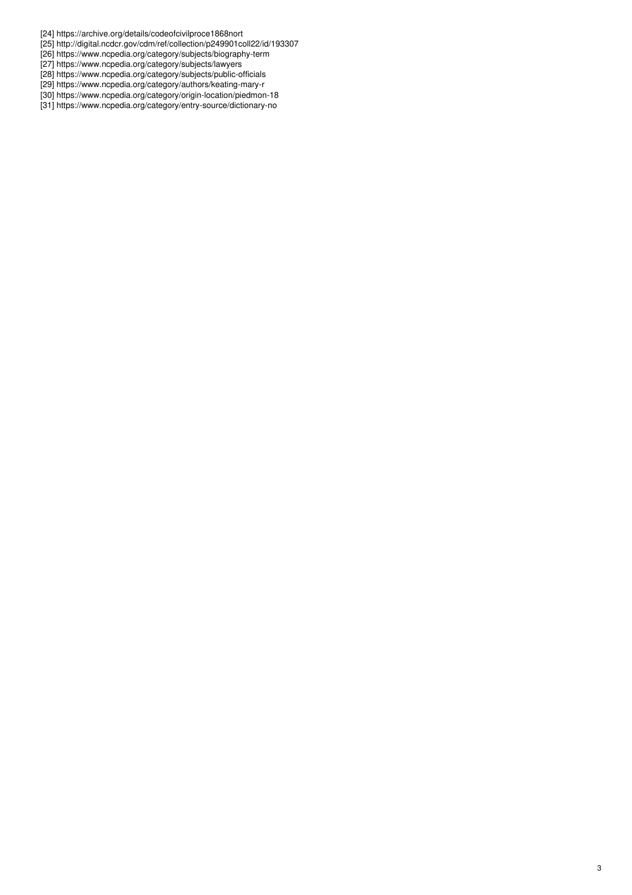[24] https://archive.org/details/codeofcivilproce1868nort
[25] http://digital.ncdcr.gov/cdm/ref/collection/p249901coll22/id/193307
[26] https://www.ncpedia.org/category/subjects/biography-term
[27] https://www.ncpedia.org/category/subjects/lawyers
[28] https://www.ncpedia.org/category/subjects/public-officials
[29] https://www.ncpedia.org/category/authors/keating-mary-r
[30] https://www.ncpedia.org/category/origin-location/piedmon-18
[31] https://www.ncpedia.org/category/entry-source/dictionary-no